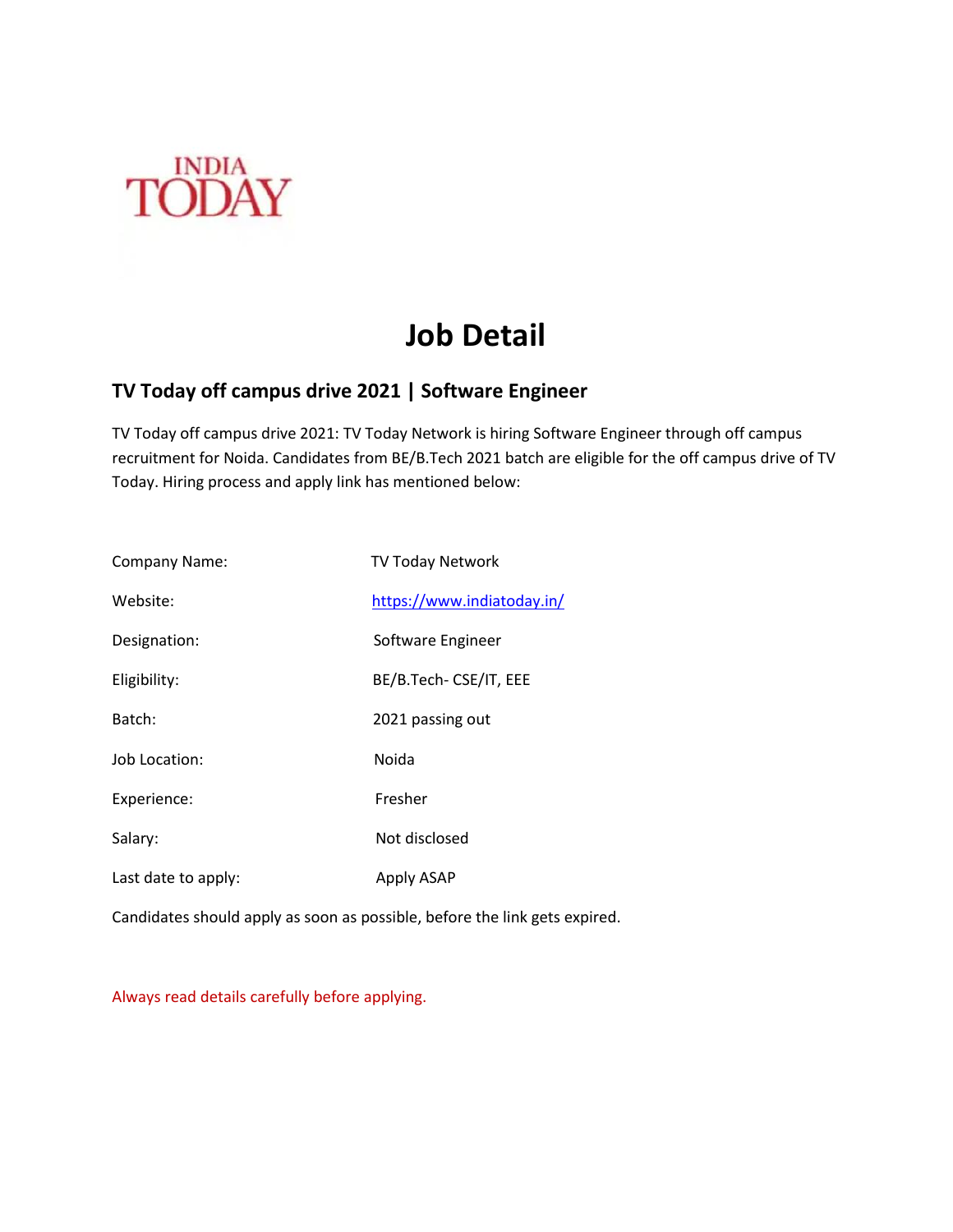INDIA TODAY

# Job Detail

## TV Today off campus drive 2021 | Software Engineer

TV Today off campus drive 2021: TV Today Network is hiring Software Engineer through off campus recruitment for Noida. Candidates from BE/B.Tech 2021 batch are eligible for the off campus drive of TV Today. Hiring process and apply link has mentioned below:

| | |
|---|---|
| Company Name: | TV Today Network |
| Website: | https://www.indiatoday.in/ |
| Designation: | Software Engineer |
| Eligibility: | BE/B.Tech- CSE/IT, EEE |
| Batch: | 2021 passing out |
| Job Location: | Noida |
| Experience: | Fresher |
| Salary: | Not disclosed |
| Last date to apply: | Apply ASAP |

Candidates should apply as soon as possible, before the link gets expired.

Always read details carefully before applying.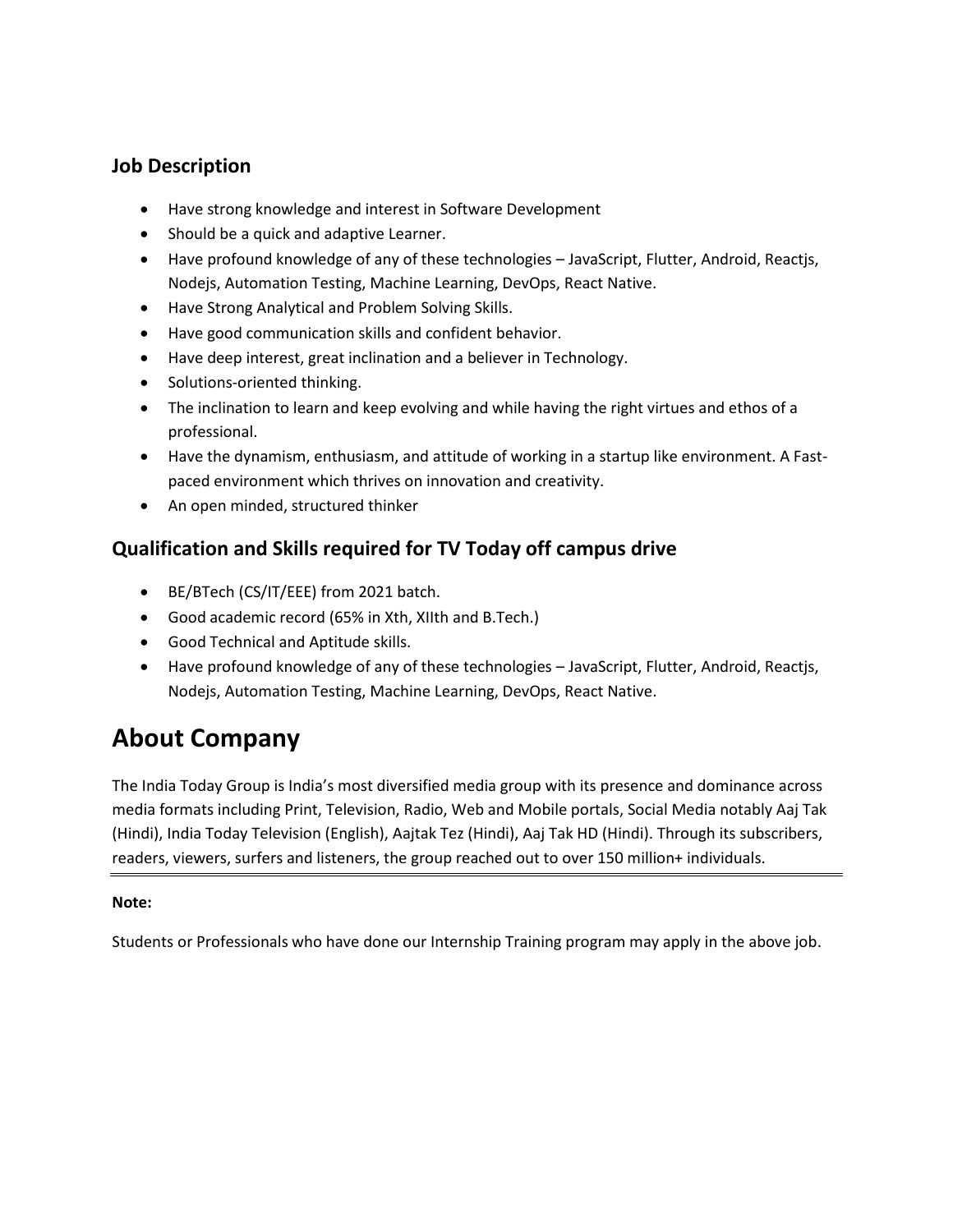### Job Description

- Have strong knowledge and interest in Software Development
- Should be a quick and adaptive Learner.
- Have profound knowledge of any of these technologies – JavaScript, Flutter, Android, Reactjs, Nodejs, Automation Testing, Machine Learning, DevOps, React Native.
- Have Strong Analytical and Problem Solving Skills.
- Have good communication skills and confident behavior.
- Have deep interest, great inclination and a believer in Technology.
- Solutions-oriented thinking.
- The inclination to learn and keep evolving and while having the right virtues and ethos of a professional.
- Have the dynamism, enthusiasm, and attitude of working in a startup like environment. A Fast-paced environment which thrives on innovation and creativity.
- An open minded, structured thinker

### Qualification and Skills required for TV Today off campus drive

- BE/BTech (CS/IT/EEE) from 2021 batch.
- Good academic record (65% in Xth, XIIth and B.Tech.)
- Good Technical and Aptitude skills.
- Have profound knowledge of any of these technologies – JavaScript, Flutter, Android, Reactjs, Nodejs, Automation Testing, Machine Learning, DevOps, React Native.

## About Company

The India Today Group is India's most diversified media group with its presence and dominance across media formats including Print, Television, Radio, Web and Mobile portals, Social Media notably Aaj Tak (Hindi), India Today Television (English), Aajtak Tez (Hindi), Aaj Tak HD (Hindi). Through its subscribers, readers, viewers, surfers and listeners, the group reached out to over 150 million+ individuals.

---

**Note:**

Students or Professionals who have done our Internship Training program may apply in the above job.